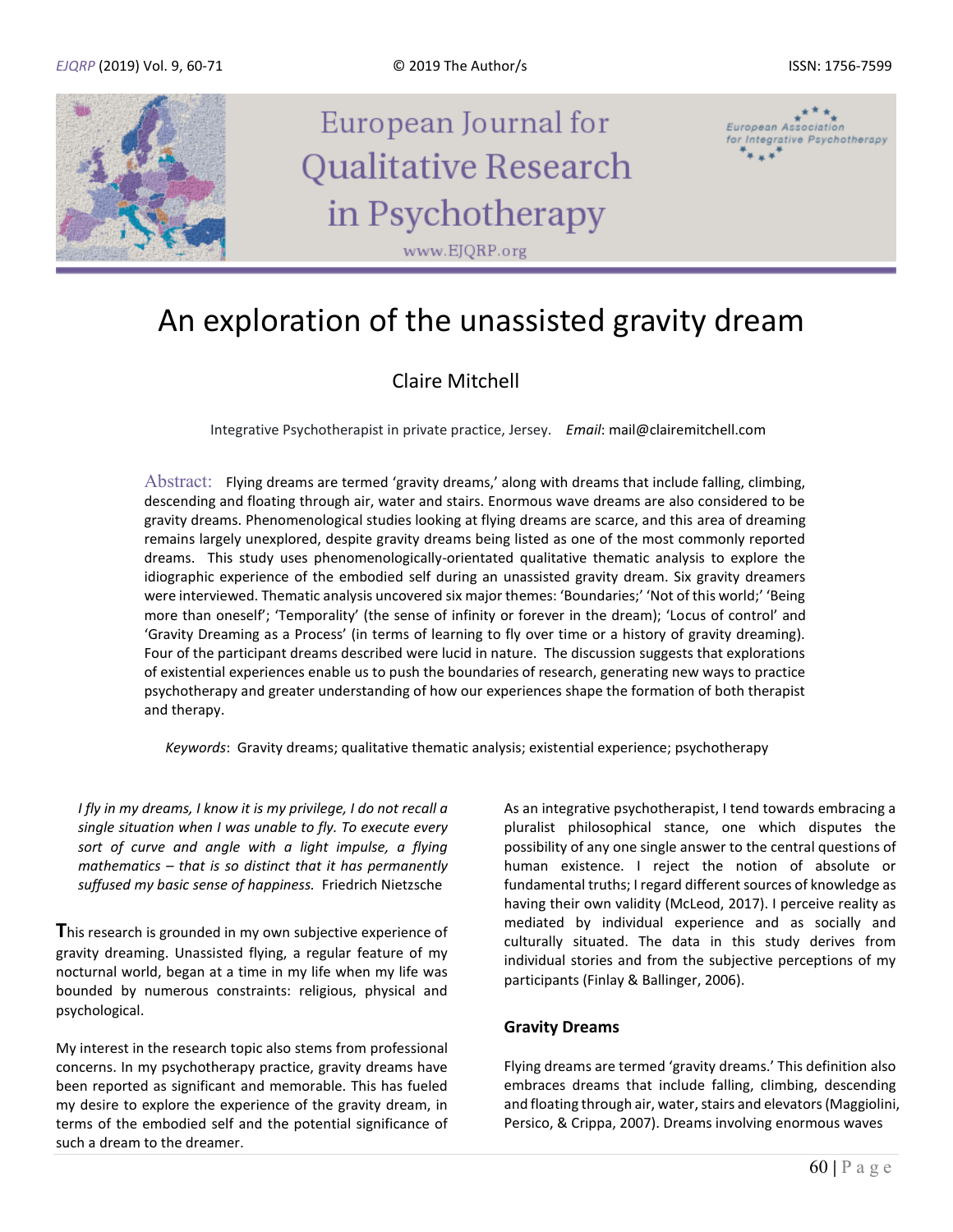# An exploration of the unassisted gravity dream

Claire Mitchell

Integrative Psychotherapist in private practice, Jersey. *Email*: mail@clairemitchell.com

**Abstract:** Flying dreams are termed 'gravity dreams,' along with dreams that include falling, climbing, descending and floating through air, water and stairs. Enormous wave dreams are also considered to be gravity dreams. Phenomenological studies looking at flying dreams are scarce, and this area of dreaming remains largely unexplored, despite gravity dreams being listed as one of the most commonly reported dreams. This study uses phenomenologically-orientated qualitative thematic analysis to explore the idiographic experience of the embodied self during an unassisted gravity dream. Six gravity dreamers were interviewed. Thematic analysis uncovered six major themes: 'Boundaries;' 'Not of this world;' 'Being more than oneself'; 'Temporality' (the sense of infinity or forever in the dream); 'Locus of control' and 'Gravity Dreaming as a Process' (in terms of learning to fly over time or a history of gravity dreaming). Four of the participant dreams described were lucid in nature. The discussion suggests that explorations of existential experiences enable us to push the boundaries of research, generating new ways to practice psychotherapy and greater understanding of how our experiences shape the formation of both therapist and therapy.

*Keywords*: Gravity dreams; qualitative thematic analysis; existential experience; psychotherapy

*I fly in my dreams, I know it is my privilege, I do not recall a single situation when I was unable to fly. To execute every sort of curve and angle with a light impulse, a flying mathematics – that is so distinct that it has permanently suffused my basic sense of happiness.* Friedrich Nietzsche

**T**his research is grounded in my own subjective experience of gravity dreaming. Unassisted flying, a regular feature of my nocturnal world, began at a time in my life when my life was bounded by numerous constraints: religious, physical and psychological.

My interest in the research topic also stems from professional concerns. In my psychotherapy practice, gravity dreams have been reported as significant and memorable. This has fueled my desire to explore the experience of the gravity dream, in terms of the embodied self and the potential significance of such a dream to the dreamer.

As an integrative psychotherapist, I tend towards embracing a pluralist philosophical stance, one which disputes the possibility of any one single answer to the central questions of human existence. I reject the notion of absolute or fundamental truths; I regard different sources of knowledge as having their own validity (McLeod, 2017). I perceive reality as mediated by individual experience and as socially and culturally situated. The data in this study derives from individual stories and from the subjective perceptions of my participants (Finlay & Ballinger, 2006).

### Gravity Dreams

Flying dreams are termed 'gravity dreams.' This definition also embraces dreams that include falling, climbing, descending and floating through air, water, stairs and elevators (Maggiolini, Persico, & Crippa, 2007). Dreams involving enormous waves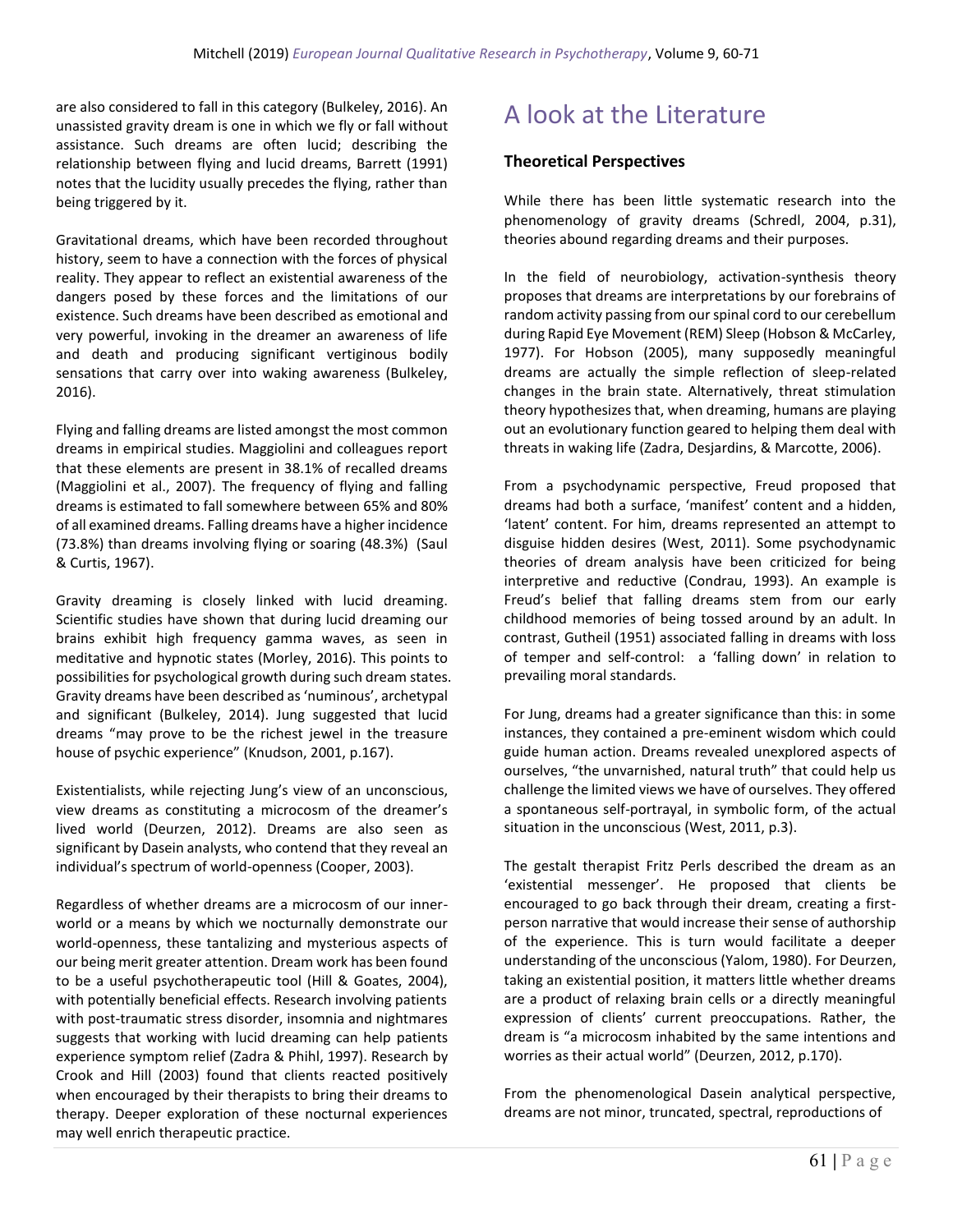are also considered to fall in this category (Bulkeley, 2016). An unassisted gravity dream is one in which we fly or fall without assistance. Such dreams are often lucid; describing the relationship between flying and lucid dreams, Barrett (1991) notes that the lucidity usually precedes the flying, rather than being triggered by it.

Gravitational dreams, which have been recorded throughout history, seem to have a connection with the forces of physical reality. They appear to reflect an existential awareness of the dangers posed by these forces and the limitations of our existence. Such dreams have been described as emotional and very powerful, invoking in the dreamer an awareness of life and death and producing significant vertiginous bodily sensations that carry over into waking awareness (Bulkeley, 2016).

Flying and falling dreams are listed amongst the most common dreams in empirical studies. Maggiolini and colleagues report that these elements are present in 38.1% of recalled dreams (Maggiolini et al., 2007). The frequency of flying and falling dreams is estimated to fall somewhere between 65% and 80% of all examined dreams. Falling dreams have a higher incidence (73.8%) than dreams involving flying or soaring (48.3%) (Saul & Curtis, 1967).

Gravity dreaming is closely linked with lucid dreaming. Scientific studies have shown that during lucid dreaming our brains exhibit high frequency gamma waves, as seen in meditative and hypnotic states (Morley, 2016). This points to possibilities for psychological growth during such dream states. Gravity dreams have been described as 'numinous', archetypal and significant (Bulkeley, 2014). Jung suggested that lucid dreams "may prove to be the richest jewel in the treasure house of psychic experience" (Knudson, 2001, p.167).

Existentialists, while rejecting Jung's view of an unconscious, view dreams as constituting a microcosm of the dreamer's lived world (Deurzen, 2012). Dreams are also seen as significant by Dasein analysts, who contend that they reveal an individual's spectrum of world-openness (Cooper, 2003).

Regardless of whether dreams are a microcosm of our inner-world or a means by which we nocturnally demonstrate our world-openness, these tantalizing and mysterious aspects of our being merit greater attention. Dream work has been found to be a useful psychotherapeutic tool (Hill & Goates, 2004), with potentially beneficial effects. Research involving patients with post-traumatic stress disorder, insomnia and nightmares suggests that working with lucid dreaming can help patients experience symptom relief (Zadra & Phihl, 1997). Research by Crook and Hill (2003) found that clients reacted positively when encouraged by their therapists to bring their dreams to therapy. Deeper exploration of these nocturnal experiences may well enrich therapeutic practice.

# A look at the Literature

### Theoretical Perspectives

While there has been little systematic research into the phenomenology of gravity dreams (Schredl, 2004, p.31), theories abound regarding dreams and their purposes.

In the field of neurobiology, activation-synthesis theory proposes that dreams are interpretations by our forebrains of random activity passing from our spinal cord to our cerebellum during Rapid Eye Movement (REM) Sleep (Hobson & McCarley, 1977). For Hobson (2005), many supposedly meaningful dreams are actually the simple reflection of sleep-related changes in the brain state. Alternatively, threat stimulation theory hypothesizes that, when dreaming, humans are playing out an evolutionary function geared to helping them deal with threats in waking life (Zadra, Desjardins, & Marcotte, 2006).

From a psychodynamic perspective, Freud proposed that dreams had both a surface, 'manifest' content and a hidden, 'latent' content. For him, dreams represented an attempt to disguise hidden desires (West, 2011). Some psychodynamic theories of dream analysis have been criticized for being interpretive and reductive (Condrau, 1993). An example is Freud's belief that falling dreams stem from our early childhood memories of being tossed around by an adult. In contrast, Gutheil (1951) associated falling in dreams with loss of temper and self-control: a 'falling down' in relation to prevailing moral standards.

For Jung, dreams had a greater significance than this: in some instances, they contained a pre-eminent wisdom which could guide human action. Dreams revealed unexplored aspects of ourselves, "the unvarnished, natural truth" that could help us challenge the limited views we have of ourselves. They offered a spontaneous self-portrayal, in symbolic form, of the actual situation in the unconscious (West, 2011, p.3).

The gestalt therapist Fritz Perls described the dream as an 'existential messenger'. He proposed that clients be encouraged to go back through their dream, creating a first-person narrative that would increase their sense of authorship of the experience. This is turn would facilitate a deeper understanding of the unconscious (Yalom, 1980). For Deurzen, taking an existential position, it matters little whether dreams are a product of relaxing brain cells or a directly meaningful expression of clients' current preoccupations. Rather, the dream is "a microcosm inhabited by the same intentions and worries as their actual world" (Deurzen, 2012, p.170).

From the phenomenological Dasein analytical perspective, dreams are not minor, truncated, spectral, reproductions of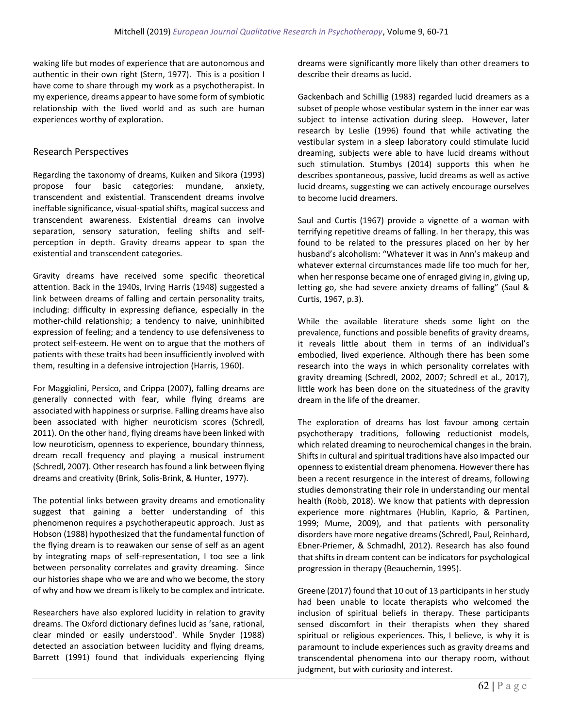waking life but modes of experience that are autonomous and authentic in their own right (Stern, 1977). This is a position I have come to share through my work as a psychotherapist. In my experience, dreams appear to have some form of symbiotic relationship with the lived world and as such are human experiences worthy of exploration.

## Research Perspectives

Regarding the taxonomy of dreams, Kuiken and Sikora (1993) propose four basic categories: mundane, anxiety, transcendent and existential. Transcendent dreams involve ineffable significance, visual-spatial shifts, magical success and transcendent awareness. Existential dreams can involve separation, sensory saturation, feeling shifts and self-perception in depth. Gravity dreams appear to span the existential and transcendent categories.

Gravity dreams have received some specific theoretical attention. Back in the 1940s, Irving Harris (1948) suggested a link between dreams of falling and certain personality traits, including: difficulty in expressing defiance, especially in the mother-child relationship; a tendency to naive, uninhibited expression of feeling; and a tendency to use defensiveness to protect self-esteem. He went on to argue that the mothers of patients with these traits had been insufficiently involved with them, resulting in a defensive introjection (Harris, 1960).

For Maggiolini, Persico, and Crippa (2007), falling dreams are generally connected with fear, while flying dreams are associated with happiness or surprise. Falling dreams have also been associated with higher neuroticism scores (Schredl, 2011). On the other hand, flying dreams have been linked with low neuroticism, openness to experience, boundary thinness, dream recall frequency and playing a musical instrument (Schredl, 2007). Other research has found a link between flying dreams and creativity (Brink, Solis-Brink, & Hunter, 1977).

The potential links between gravity dreams and emotionality suggest that gaining a better understanding of this phenomenon requires a psychotherapeutic approach. Just as Hobson (1988) hypothesized that the fundamental function of the flying dream is to reawaken our sense of self as an agent by integrating maps of self-representation, I too see a link between personality correlates and gravity dreaming. Since our histories shape who we are and who we become, the story of why and how we dream is likely to be complex and intricate.

Researchers have also explored lucidity in relation to gravity dreams. The Oxford dictionary defines lucid as 'sane, rational, clear minded or easily understood'. While Snyder (1988) detected an association between lucidity and flying dreams, Barrett (1991) found that individuals experiencing flying dreams were significantly more likely than other dreamers to describe their dreams as lucid.

Gackenbach and Schillig (1983) regarded lucid dreamers as a subset of people whose vestibular system in the inner ear was subject to intense activation during sleep. However, later research by Leslie (1996) found that while activating the vestibular system in a sleep laboratory could stimulate lucid dreaming, subjects were able to have lucid dreams without such stimulation. Stumbys (2014) supports this when he describes spontaneous, passive, lucid dreams as well as active lucid dreams, suggesting we can actively encourage ourselves to become lucid dreamers.

Saul and Curtis (1967) provide a vignette of a woman with terrifying repetitive dreams of falling. In her therapy, this was found to be related to the pressures placed on her by her husband's alcoholism: "Whatever it was in Ann's makeup and whatever external circumstances made life too much for her, when her response became one of enraged giving in, giving up, letting go, she had severe anxiety dreams of falling" (Saul & Curtis, 1967, p.3).

While the available literature sheds some light on the prevalence, functions and possible benefits of gravity dreams, it reveals little about them in terms of an individual's embodied, lived experience. Although there has been some research into the ways in which personality correlates with gravity dreaming (Schredl, 2002, 2007; Schredl et al., 2017), little work has been done on the situatedness of the gravity dream in the life of the dreamer.

The exploration of dreams has lost favour among certain psychotherapy traditions, following reductionist models, which related dreaming to neurochemical changes in the brain. Shifts in cultural and spiritual traditions have also impacted our openness to existential dream phenomena. However there has been a recent resurgence in the interest of dreams, following studies demonstrating their role in understanding our mental health (Robb, 2018). We know that patients with depression experience more nightmares (Hublin, Kaprio, & Partinen, 1999; Mume, 2009), and that patients with personality disorders have more negative dreams (Schredl, Paul, Reinhard, Ebner-Priemer, & Schmadhl, 2012). Research has also found that shifts in dream content can be indicators for psychological progression in therapy (Beauchemin, 1995).

Greene (2017) found that 10 out of 13 participants in her study had been unable to locate therapists who welcomed the inclusion of spiritual beliefs in therapy. These participants sensed discomfort in their therapists when they shared spiritual or religious experiences. This, I believe, is why it is paramount to include experiences such as gravity dreams and transcendental phenomena into our therapy room, without judgment, but with curiosity and interest.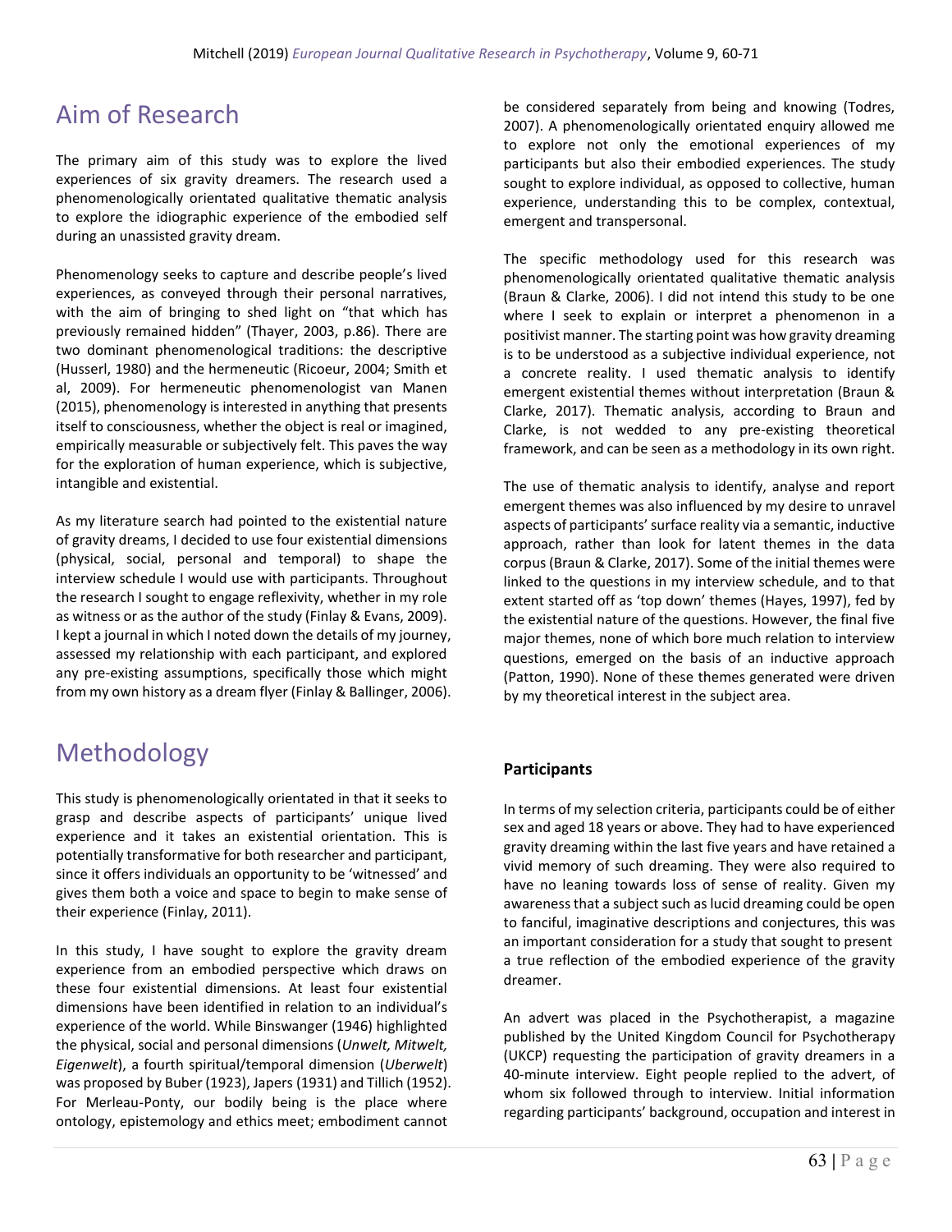## Aim of Research

The primary aim of this study was to explore the lived experiences of six gravity dreamers. The research used a phenomenologically orientated qualitative thematic analysis to explore the idiographic experience of the embodied self during an unassisted gravity dream.

Phenomenology seeks to capture and describe people's lived experiences, as conveyed through their personal narratives, with the aim of bringing to shed light on "that which has previously remained hidden" (Thayer, 2003, p.86). There are two dominant phenomenological traditions: the descriptive (Husserl, 1980) and the hermeneutic (Ricoeur, 2004; Smith et al, 2009). For hermeneutic phenomenologist van Manen (2015), phenomenology is interested in anything that presents itself to consciousness, whether the object is real or imagined, empirically measurable or subjectively felt. This paves the way for the exploration of human experience, which is subjective, intangible and existential.

As my literature search had pointed to the existential nature of gravity dreams, I decided to use four existential dimensions (physical, social, personal and temporal) to shape the interview schedule I would use with participants. Throughout the research I sought to engage reflexivity, whether in my role as witness or as the author of the study (Finlay & Evans, 2009). I kept a journal in which I noted down the details of my journey, assessed my relationship with each participant, and explored any pre-existing assumptions, specifically those which might from my own history as a dream flyer (Finlay & Ballinger, 2006).

## Methodology

This study is phenomenologically orientated in that it seeks to grasp and describe aspects of participants' unique lived experience and it takes an existential orientation. This is potentially transformative for both researcher and participant, since it offers individuals an opportunity to be 'witnessed' and gives them both a voice and space to begin to make sense of their experience (Finlay, 2011).

In this study, I have sought to explore the gravity dream experience from an embodied perspective which draws on these four existential dimensions. At least four existential dimensions have been identified in relation to an individual's experience of the world. While Binswanger (1946) highlighted the physical, social and personal dimensions (*Unwelt, Mitwelt, Eigenwelt*), a fourth spiritual/temporal dimension (*Uberwelt*) was proposed by Buber (1923), Japers (1931) and Tillich (1952). For Merleau-Ponty, our bodily being is the place where ontology, epistemology and ethics meet; embodiment cannot be considered separately from being and knowing (Todres, 2007). A phenomenologically orientated enquiry allowed me to explore not only the emotional experiences of my participants but also their embodied experiences. The study sought to explore individual, as opposed to collective, human experience, understanding this to be complex, contextual, emergent and transpersonal.

The specific methodology used for this research was phenomenologically orientated qualitative thematic analysis (Braun & Clarke, 2006). I did not intend this study to be one where I seek to explain or interpret a phenomenon in a positivist manner. The starting point was how gravity dreaming is to be understood as a subjective individual experience, not a concrete reality. I used thematic analysis to identify emergent existential themes without interpretation (Braun & Clarke, 2017). Thematic analysis, according to Braun and Clarke, is not wedded to any pre-existing theoretical framework, and can be seen as a methodology in its own right.

The use of thematic analysis to identify, analyse and report emergent themes was also influenced by my desire to unravel aspects of participants' surface reality via a semantic, inductive approach, rather than look for latent themes in the data corpus (Braun & Clarke, 2017). Some of the initial themes were linked to the questions in my interview schedule, and to that extent started off as 'top down' themes (Hayes, 1997), fed by the existential nature of the questions. However, the final five major themes, none of which bore much relation to interview questions, emerged on the basis of an inductive approach (Patton, 1990). None of these themes generated were driven by my theoretical interest in the subject area.

### Participants

In terms of my selection criteria, participants could be of either sex and aged 18 years or above. They had to have experienced gravity dreaming within the last five years and have retained a vivid memory of such dreaming. They were also required to have no leaning towards loss of sense of reality. Given my awareness that a subject such as lucid dreaming could be open to fanciful, imaginative descriptions and conjectures, this was an important consideration for a study that sought to present a true reflection of the embodied experience of the gravity dreamer.

An advert was placed in the Psychotherapist, a magazine published by the United Kingdom Council for Psychotherapy (UKCP) requesting the participation of gravity dreamers in a 40-minute interview. Eight people replied to the advert, of whom six followed through to interview. Initial information regarding participants' background, occupation and interest in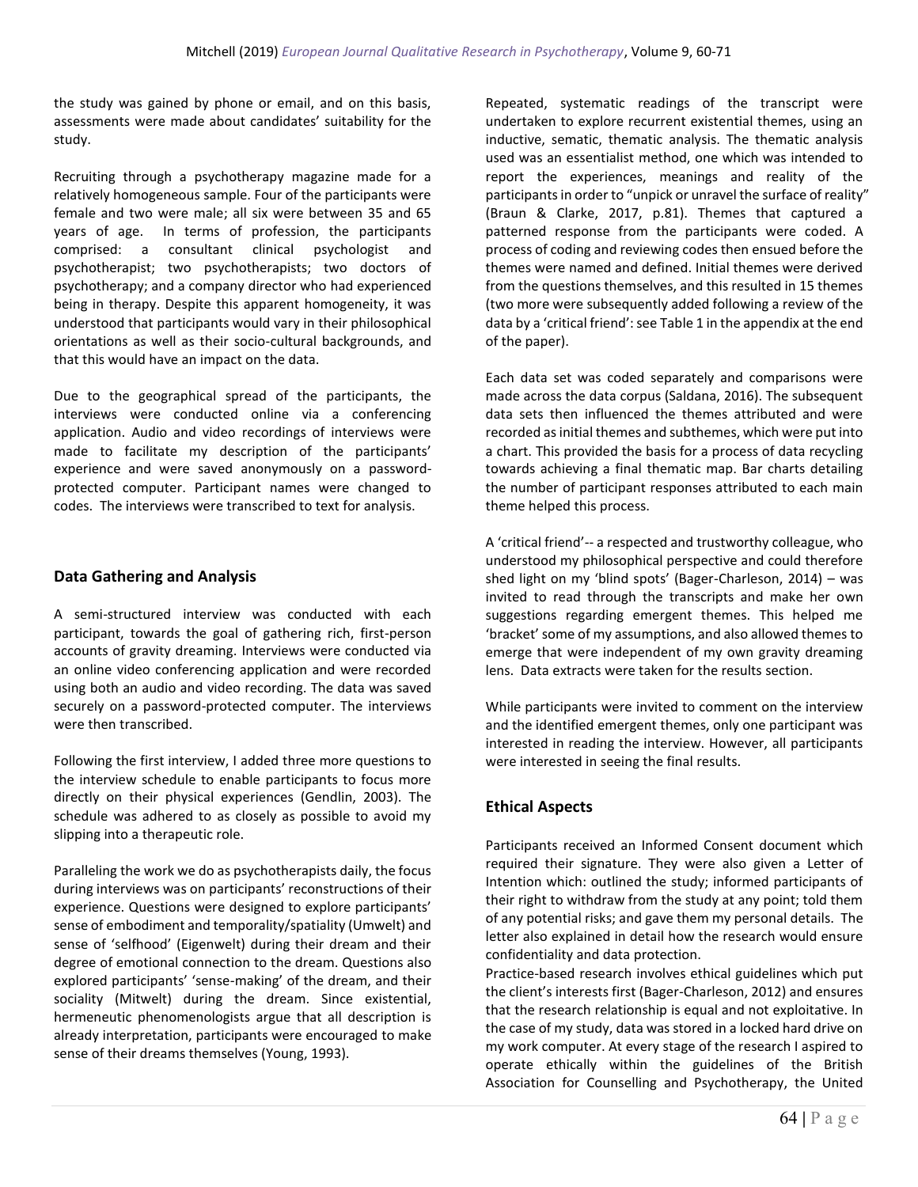the study was gained by phone or email, and on this basis, assessments were made about candidates' suitability for the study.

Recruiting through a psychotherapy magazine made for a relatively homogeneous sample. Four of the participants were female and two were male; all six were between 35 and 65 years of age. In terms of profession, the participants comprised: a consultant clinical psychologist and psychotherapist; two psychotherapists; two doctors of psychotherapy; and a company director who had experienced being in therapy. Despite this apparent homogeneity, it was understood that participants would vary in their philosophical orientations as well as their socio-cultural backgrounds, and that this would have an impact on the data.

Due to the geographical spread of the participants, the interviews were conducted online via a conferencing application. Audio and video recordings of interviews were made to facilitate my description of the participants' experience and were saved anonymously on a password-protected computer. Participant names were changed to codes. The interviews were transcribed to text for analysis.

## Data Gathering and Analysis

A semi-structured interview was conducted with each participant, towards the goal of gathering rich, first-person accounts of gravity dreaming. Interviews were conducted via an online video conferencing application and were recorded using both an audio and video recording. The data was saved securely on a password-protected computer. The interviews were then transcribed.

Following the first interview, I added three more questions to the interview schedule to enable participants to focus more directly on their physical experiences (Gendlin, 2003). The schedule was adhered to as closely as possible to avoid my slipping into a therapeutic role.

Paralleling the work we do as psychotherapists daily, the focus during interviews was on participants' reconstructions of their experience. Questions were designed to explore participants' sense of embodiment and temporality/spatiality (Umwelt) and sense of 'selfhood' (Eigenwelt) during their dream and their degree of emotional connection to the dream. Questions also explored participants' 'sense-making' of the dream, and their sociality (Mitwelt) during the dream. Since existential, hermeneutic phenomenologists argue that all description is already interpretation, participants were encouraged to make sense of their dreams themselves (Young, 1993).

Repeated, systematic readings of the transcript were undertaken to explore recurrent existential themes, using an inductive, sematic, thematic analysis. The thematic analysis used was an essentialist method, one which was intended to report the experiences, meanings and reality of the participants in order to "unpick or unravel the surface of reality" (Braun & Clarke, 2017, p.81). Themes that captured a patterned response from the participants were coded. A process of coding and reviewing codes then ensued before the themes were named and defined. Initial themes were derived from the questions themselves, and this resulted in 15 themes (two more were subsequently added following a review of the data by a 'critical friend': see Table 1 in the appendix at the end of the paper).

Each data set was coded separately and comparisons were made across the data corpus (Saldana, 2016). The subsequent data sets then influenced the themes attributed and were recorded as initial themes and subthemes, which were put into a chart. This provided the basis for a process of data recycling towards achieving a final thematic map. Bar charts detailing the number of participant responses attributed to each main theme helped this process.

A 'critical friend'-- a respected and trustworthy colleague, who understood my philosophical perspective and could therefore shed light on my 'blind spots' (Bager-Charleson, 2014) – was invited to read through the transcripts and make her own suggestions regarding emergent themes. This helped me 'bracket' some of my assumptions, and also allowed themes to emerge that were independent of my own gravity dreaming lens. Data extracts were taken for the results section.

While participants were invited to comment on the interview and the identified emergent themes, only one participant was interested in reading the interview. However, all participants were interested in seeing the final results.

## Ethical Aspects

Participants received an Informed Consent document which required their signature. They were also given a Letter of Intention which: outlined the study; informed participants of their right to withdraw from the study at any point; told them of any potential risks; and gave them my personal details. The letter also explained in detail how the research would ensure confidentiality and data protection.

Practice-based research involves ethical guidelines which put the client's interests first (Bager-Charleson, 2012) and ensures that the research relationship is equal and not exploitative. In the case of my study, data was stored in a locked hard drive on my work computer. At every stage of the research I aspired to operate ethically within the guidelines of the British Association for Counselling and Psychotherapy, the United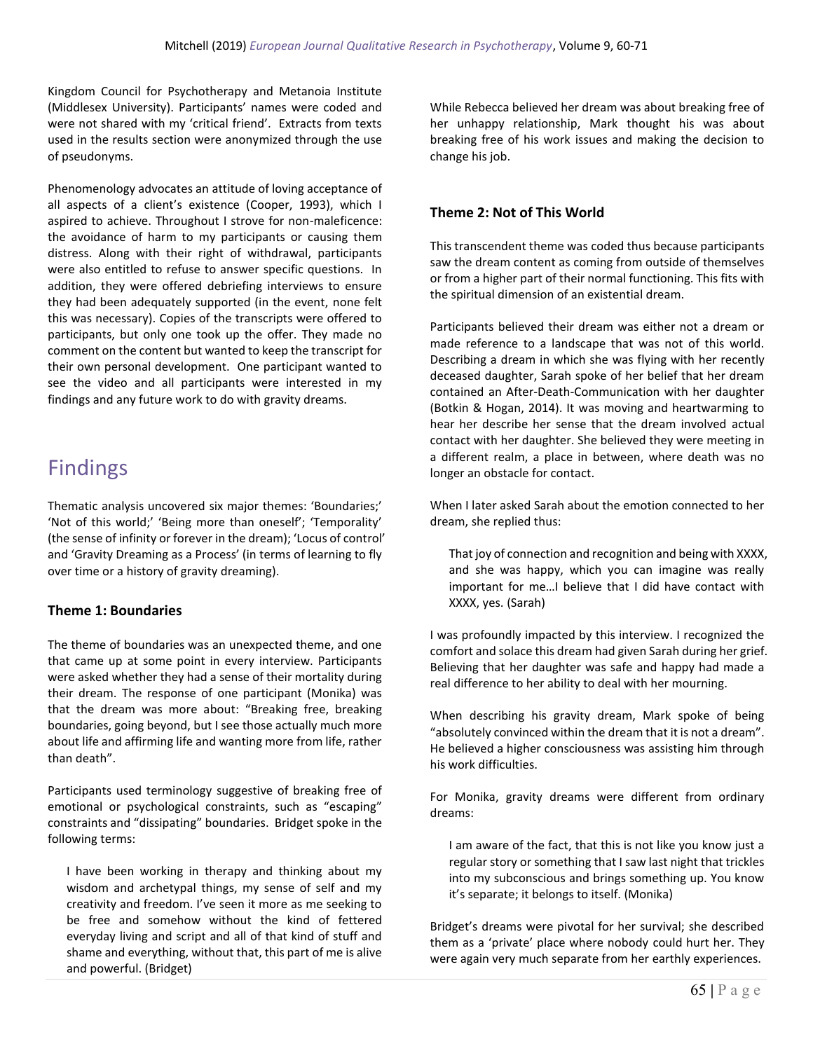Kingdom Council for Psychotherapy and Metanoia Institute (Middlesex University). Participants' names were coded and were not shared with my 'critical friend'. Extracts from texts used in the results section were anonymized through the use of pseudonyms.

Phenomenology advocates an attitude of loving acceptance of all aspects of a client's existence (Cooper, 1993), which I aspired to achieve. Throughout I strove for non-maleficence: the avoidance of harm to my participants or causing them distress. Along with their right of withdrawal, participants were also entitled to refuse to answer specific questions. In addition, they were offered debriefing interviews to ensure they had been adequately supported (in the event, none felt this was necessary). Copies of the transcripts were offered to participants, but only one took up the offer. They made no comment on the content but wanted to keep the transcript for their own personal development. One participant wanted to see the video and all participants were interested in my findings and any future work to do with gravity dreams.

# Findings

Thematic analysis uncovered six major themes: 'Boundaries;' 'Not of this world;' 'Being more than oneself'; 'Temporality' (the sense of infinity or forever in the dream); 'Locus of control' and 'Gravity Dreaming as a Process' (in terms of learning to fly over time or a history of gravity dreaming).

### Theme 1: Boundaries

The theme of boundaries was an unexpected theme, and one that came up at some point in every interview. Participants were asked whether they had a sense of their mortality during their dream. The response of one participant (Monika) was that the dream was more about: "Breaking free, breaking boundaries, going beyond, but I see those actually much more about life and affirming life and wanting more from life, rather than death".

Participants used terminology suggestive of breaking free of emotional or psychological constraints, such as "escaping" constraints and "dissipating" boundaries. Bridget spoke in the following terms:

> I have been working in therapy and thinking about my wisdom and archetypal things, my sense of self and my creativity and freedom. I've seen it more as me seeking to be free and somehow without the kind of fettered everyday living and script and all of that kind of stuff and shame and everything, without that, this part of me is alive and powerful. (Bridget)

While Rebecca believed her dream was about breaking free of her unhappy relationship, Mark thought his was about breaking free of his work issues and making the decision to change his job.

### Theme 2: Not of This World

This transcendent theme was coded thus because participants saw the dream content as coming from outside of themselves or from a higher part of their normal functioning. This fits with the spiritual dimension of an existential dream.

Participants believed their dream was either not a dream or made reference to a landscape that was not of this world. Describing a dream in which she was flying with her recently deceased daughter, Sarah spoke of her belief that her dream contained an After-Death-Communication with her daughter (Botkin & Hogan, 2014). It was moving and heartwarming to hear her describe her sense that the dream involved actual contact with her daughter. She believed they were meeting in a different realm, a place in between, where death was no longer an obstacle for contact.

When I later asked Sarah about the emotion connected to her dream, she replied thus:

> That joy of connection and recognition and being with XXXX, and she was happy, which you can imagine was really important for me…I believe that I did have contact with XXXX, yes. (Sarah)

I was profoundly impacted by this interview. I recognized the comfort and solace this dream had given Sarah during her grief. Believing that her daughter was safe and happy had made a real difference to her ability to deal with her mourning.

When describing his gravity dream, Mark spoke of being "absolutely convinced within the dream that it is not a dream". He believed a higher consciousness was assisting him through his work difficulties.

For Monika, gravity dreams were different from ordinary dreams:

> I am aware of the fact, that this is not like you know just a regular story or something that I saw last night that trickles into my subconscious and brings something up. You know it's separate; it belongs to itself. (Monika)

Bridget's dreams were pivotal for her survival; she described them as a 'private' place where nobody could hurt her. They were again very much separate from her earthly experiences.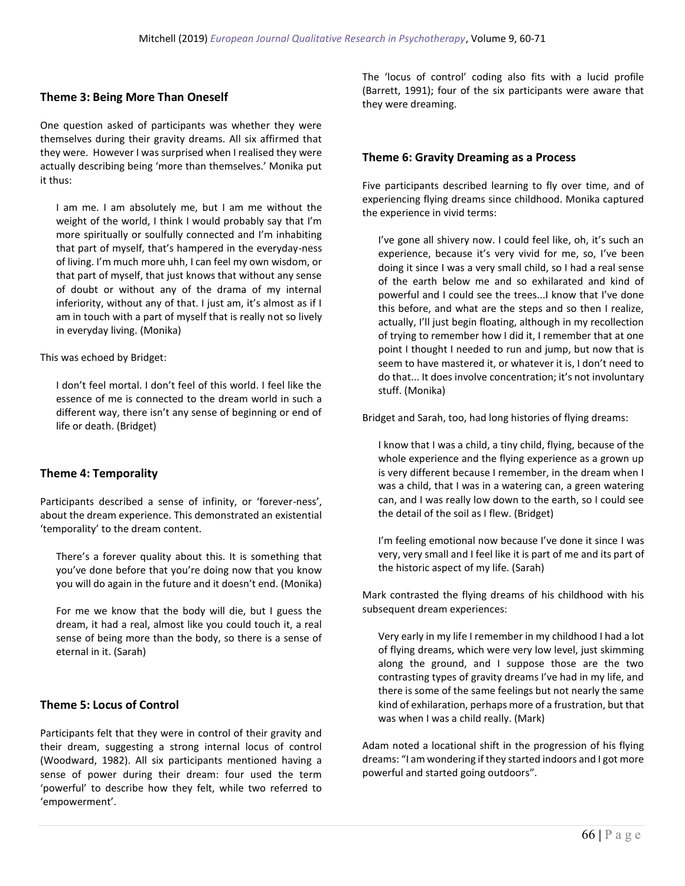## Theme 3: Being More Than Oneself

One question asked of participants was whether they were themselves during their gravity dreams. All six affirmed that they were. However I was surprised when I realised they were actually describing being 'more than themselves.' Monika put it thus:

> I am me. I am absolutely me, but I am me without the weight of the world, I think I would probably say that I'm more spiritually or soulfully connected and I'm inhabiting that part of myself, that's hampered in the everyday-ness of living. I'm much more uhh, I can feel my own wisdom, or that part of myself, that just knows that without any sense of doubt or without any of the drama of my internal inferiority, without any of that. I just am, it's almost as if I am in touch with a part of myself that is really not so lively in everyday living. (Monika)

This was echoed by Bridget:

> I don't feel mortal. I don't feel of this world. I feel like the essence of me is connected to the dream world in such a different way, there isn't any sense of beginning or end of life or death. (Bridget)

## Theme 4: Temporality

Participants described a sense of infinity, or 'forever-ness', about the dream experience. This demonstrated an existential 'temporality' to the dream content.

> There's a forever quality about this. It is something that you've done before that you're doing now that you know you will do again in the future and it doesn't end. (Monika)

> For me we know that the body will die, but I guess the dream, it had a real, almost like you could touch it, a real sense of being more than the body, so there is a sense of eternal in it. (Sarah)

## Theme 5: Locus of Control

Participants felt that they were in control of their gravity and their dream, suggesting a strong internal locus of control (Woodward, 1982). All six participants mentioned having a sense of power during their dream: four used the term 'powerful' to describe how they felt, while two referred to 'empowerment'.

The 'locus of control' coding also fits with a lucid profile (Barrett, 1991); four of the six participants were aware that they were dreaming.

## Theme 6: Gravity Dreaming as a Process

Five participants described learning to fly over time, and of experiencing flying dreams since childhood. Monika captured the experience in vivid terms:

> I've gone all shivery now. I could feel like, oh, it's such an experience, because it's very vivid for me, so, I've been doing it since I was a very small child, so I had a real sense of the earth below me and so exhilarated and kind of powerful and I could see the trees...I know that I've done this before, and what are the steps and so then I realize, actually, I'll just begin floating, although in my recollection of trying to remember how I did it, I remember that at one point I thought I needed to run and jump, but now that is seem to have mastered it, or whatever it is, I don't need to do that... It does involve concentration; it's not involuntary stuff. (Monika)

Bridget and Sarah, too, had long histories of flying dreams:

> I know that I was a child, a tiny child, flying, because of the whole experience and the flying experience as a grown up is very different because I remember, in the dream when I was a child, that I was in a watering can, a green watering can, and I was really low down to the earth, so I could see the detail of the soil as I flew. (Bridget)

> I'm feeling emotional now because I've done it since I was very, very small and I feel like it is part of me and its part of the historic aspect of my life. (Sarah)

Mark contrasted the flying dreams of his childhood with his subsequent dream experiences:

> Very early in my life I remember in my childhood I had a lot of flying dreams, which were very low level, just skimming along the ground, and I suppose those are the two contrasting types of gravity dreams I've had in my life, and there is some of the same feelings but not nearly the same kind of exhilaration, perhaps more of a frustration, but that was when I was a child really. (Mark)

Adam noted a locational shift in the progression of his flying dreams: "I am wondering if they started indoors and I got more powerful and started going outdoors".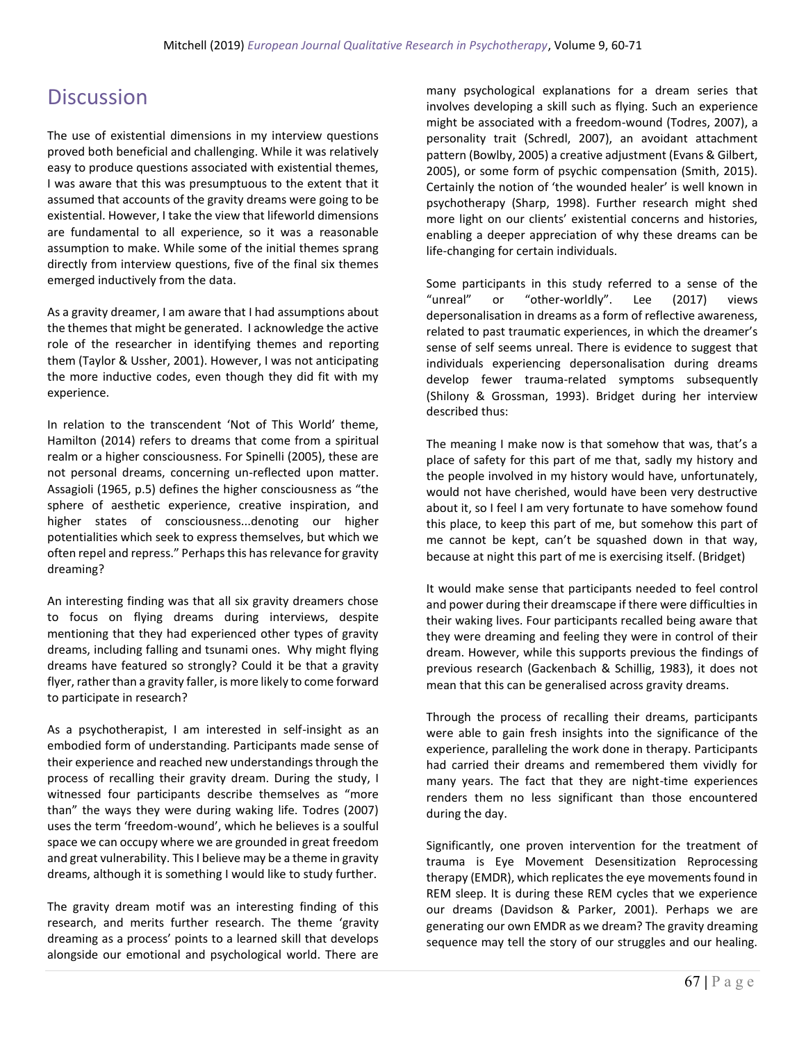# Discussion

The use of existential dimensions in my interview questions proved both beneficial and challenging. While it was relatively easy to produce questions associated with existential themes, I was aware that this was presumptuous to the extent that it assumed that accounts of the gravity dreams were going to be existential. However, I take the view that lifeworld dimensions are fundamental to all experience, so it was a reasonable assumption to make. While some of the initial themes sprang directly from interview questions, five of the final six themes emerged inductively from the data.

As a gravity dreamer, I am aware that I had assumptions about the themes that might be generated. I acknowledge the active role of the researcher in identifying themes and reporting them (Taylor & Ussher, 2001). However, I was not anticipating the more inductive codes, even though they did fit with my experience.

In relation to the transcendent 'Not of This World' theme, Hamilton (2014) refers to dreams that come from a spiritual realm or a higher consciousness. For Spinelli (2005), these are not personal dreams, concerning un-reflected upon matter. Assagioli (1965, p.5) defines the higher consciousness as "the sphere of aesthetic experience, creative inspiration, and higher states of consciousness...denoting our higher potentialities which seek to express themselves, but which we often repel and repress." Perhaps this has relevance for gravity dreaming?

An interesting finding was that all six gravity dreamers chose to focus on flying dreams during interviews, despite mentioning that they had experienced other types of gravity dreams, including falling and tsunami ones. Why might flying dreams have featured so strongly? Could it be that a gravity flyer, rather than a gravity faller, is more likely to come forward to participate in research?

As a psychotherapist, I am interested in self-insight as an embodied form of understanding. Participants made sense of their experience and reached new understandings through the process of recalling their gravity dream. During the study, I witnessed four participants describe themselves as "more than" the ways they were during waking life. Todres (2007) uses the term 'freedom-wound', which he believes is a soulful space we can occupy where we are grounded in great freedom and great vulnerability. This I believe may be a theme in gravity dreams, although it is something I would like to study further.

The gravity dream motif was an interesting finding of this research, and merits further research. The theme 'gravity dreaming as a process' points to a learned skill that develops alongside our emotional and psychological world. There are many psychological explanations for a dream series that involves developing a skill such as flying. Such an experience might be associated with a freedom-wound (Todres, 2007), a personality trait (Schredl, 2007), an avoidant attachment pattern (Bowlby, 2005) a creative adjustment (Evans & Gilbert, 2005), or some form of psychic compensation (Smith, 2015). Certainly the notion of 'the wounded healer' is well known in psychotherapy (Sharp, 1998). Further research might shed more light on our clients' existential concerns and histories, enabling a deeper appreciation of why these dreams can be life-changing for certain individuals.

Some participants in this study referred to a sense of the "unreal" or "other-worldly". Lee (2017) views depersonalisation in dreams as a form of reflective awareness, related to past traumatic experiences, in which the dreamer's sense of self seems unreal. There is evidence to suggest that individuals experiencing depersonalisation during dreams develop fewer trauma-related symptoms subsequently (Shilony & Grossman, 1993). Bridget during her interview described thus:

The meaning I make now is that somehow that was, that's a place of safety for this part of me that, sadly my history and the people involved in my history would have, unfortunately, would not have cherished, would have been very destructive about it, so I feel I am very fortunate to have somehow found this place, to keep this part of me, but somehow this part of me cannot be kept, can't be squashed down in that way, because at night this part of me is exercising itself. (Bridget)

It would make sense that participants needed to feel control and power during their dreamscape if there were difficulties in their waking lives. Four participants recalled being aware that they were dreaming and feeling they were in control of their dream. However, while this supports previous the findings of previous research (Gackenbach & Schillig, 1983), it does not mean that this can be generalised across gravity dreams.

Through the process of recalling their dreams, participants were able to gain fresh insights into the significance of the experience, paralleling the work done in therapy. Participants had carried their dreams and remembered them vividly for many years. The fact that they are night-time experiences renders them no less significant than those encountered during the day.

Significantly, one proven intervention for the treatment of trauma is Eye Movement Desensitization Reprocessing therapy (EMDR), which replicates the eye movements found in REM sleep. It is during these REM cycles that we experience our dreams (Davidson & Parker, 2001). Perhaps we are generating our own EMDR as we dream? The gravity dreaming sequence may tell the story of our struggles and our healing.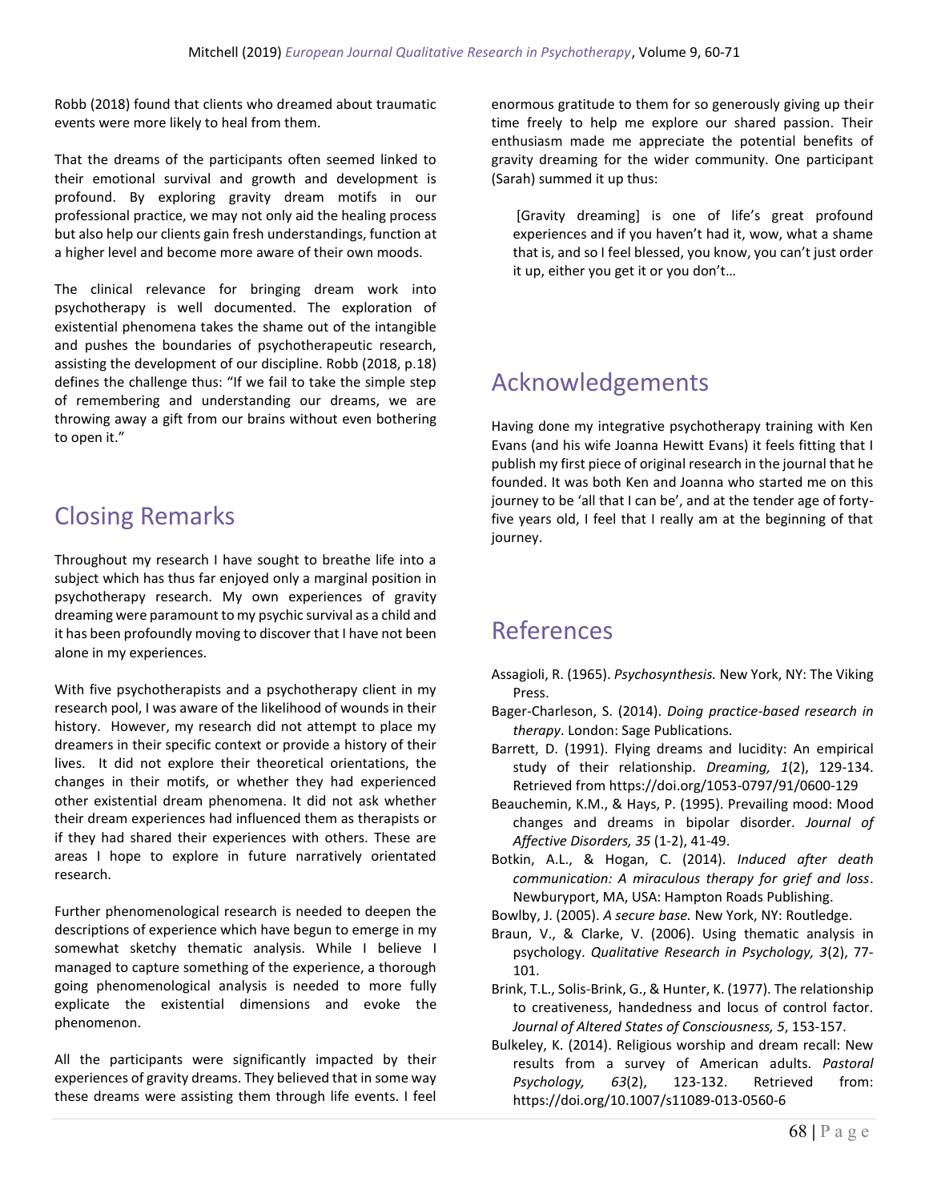Robb (2018) found that clients who dreamed about traumatic events were more likely to heal from them.

That the dreams of the participants often seemed linked to their emotional survival and growth and development is profound. By exploring gravity dream motifs in our professional practice, we may not only aid the healing process but also help our clients gain fresh understandings, function at a higher level and become more aware of their own moods.

The clinical relevance for bringing dream work into psychotherapy is well documented. The exploration of existential phenomena takes the shame out of the intangible and pushes the boundaries of psychotherapeutic research, assisting the development of our discipline. Robb (2018, p.18) defines the challenge thus: "If we fail to take the simple step of remembering and understanding our dreams, we are throwing away a gift from our brains without even bothering to open it."

## Closing Remarks

Throughout my research I have sought to breathe life into a subject which has thus far enjoyed only a marginal position in psychotherapy research. My own experiences of gravity dreaming were paramount to my psychic survival as a child and it has been profoundly moving to discover that I have not been alone in my experiences.

With five psychotherapists and a psychotherapy client in my research pool, I was aware of the likelihood of wounds in their history. However, my research did not attempt to place my dreamers in their specific context or provide a history of their lives. It did not explore their theoretical orientations, the changes in their motifs, or whether they had experienced other existential dream phenomena. It did not ask whether their dream experiences had influenced them as therapists or if they had shared their experiences with others. These are areas I hope to explore in future narratively orientated research.

Further phenomenological research is needed to deepen the descriptions of experience which have begun to emerge in my somewhat sketchy thematic analysis. While I believe I managed to capture something of the experience, a thorough going phenomenological analysis is needed to more fully explicate the existential dimensions and evoke the phenomenon.

All the participants were significantly impacted by their experiences of gravity dreams. They believed that in some way these dreams were assisting them through life events. I feel enormous gratitude to them for so generously giving up their time freely to help me explore our shared passion. Their enthusiasm made me appreciate the potential benefits of gravity dreaming for the wider community. One participant (Sarah) summed it up thus:

> [Gravity dreaming] is one of life's great profound experiences and if you haven't had it, wow, what a shame that is, and so I feel blessed, you know, you can't just order it up, either you get it or you don't…

## Acknowledgements

Having done my integrative psychotherapy training with Ken Evans (and his wife Joanna Hewitt Evans) it feels fitting that I publish my first piece of original research in the journal that he founded. It was both Ken and Joanna who started me on this journey to be 'all that I can be', and at the tender age of forty-five years old, I feel that I really am at the beginning of that journey.

## References

Assagioli, R. (1965). *Psychosynthesis.* New York, NY: The Viking Press.

Bager-Charleson, S. (2014). *Doing practice-based research in therapy*. London: Sage Publications.

Barrett, D. (1991). Flying dreams and lucidity: An empirical study of their relationship. *Dreaming, 1*(2), 129-134. Retrieved from https://doi.org/1053-0797/91/0600-129

Beauchemin, K.M., & Hays, P. (1995). Prevailing mood: Mood changes and dreams in bipolar disorder. *Journal of Affective Disorders, 35* (1-2), 41-49.

Botkin, A.L., & Hogan, C. (2014). *Induced after death communication: A miraculous therapy for grief and loss*. Newburyport, MA, USA: Hampton Roads Publishing.

Bowlby, J. (2005). *A secure base.* New York, NY: Routledge.

Braun, V., & Clarke, V. (2006). Using thematic analysis in psychology. *Qualitative Research in Psychology, 3*(2), 77-101.

Brink, T.L., Solis-Brink, G., & Hunter, K. (1977). The relationship to creativeness, handedness and locus of control factor. *Journal of Altered States of Consciousness, 5*, 153-157.

Bulkeley, K. (2014). Religious worship and dream recall: New results from a survey of American adults. *Pastoral Psychology, 63*(2), 123-132. Retrieved from: https://doi.org/10.1007/s11089-013-0560-6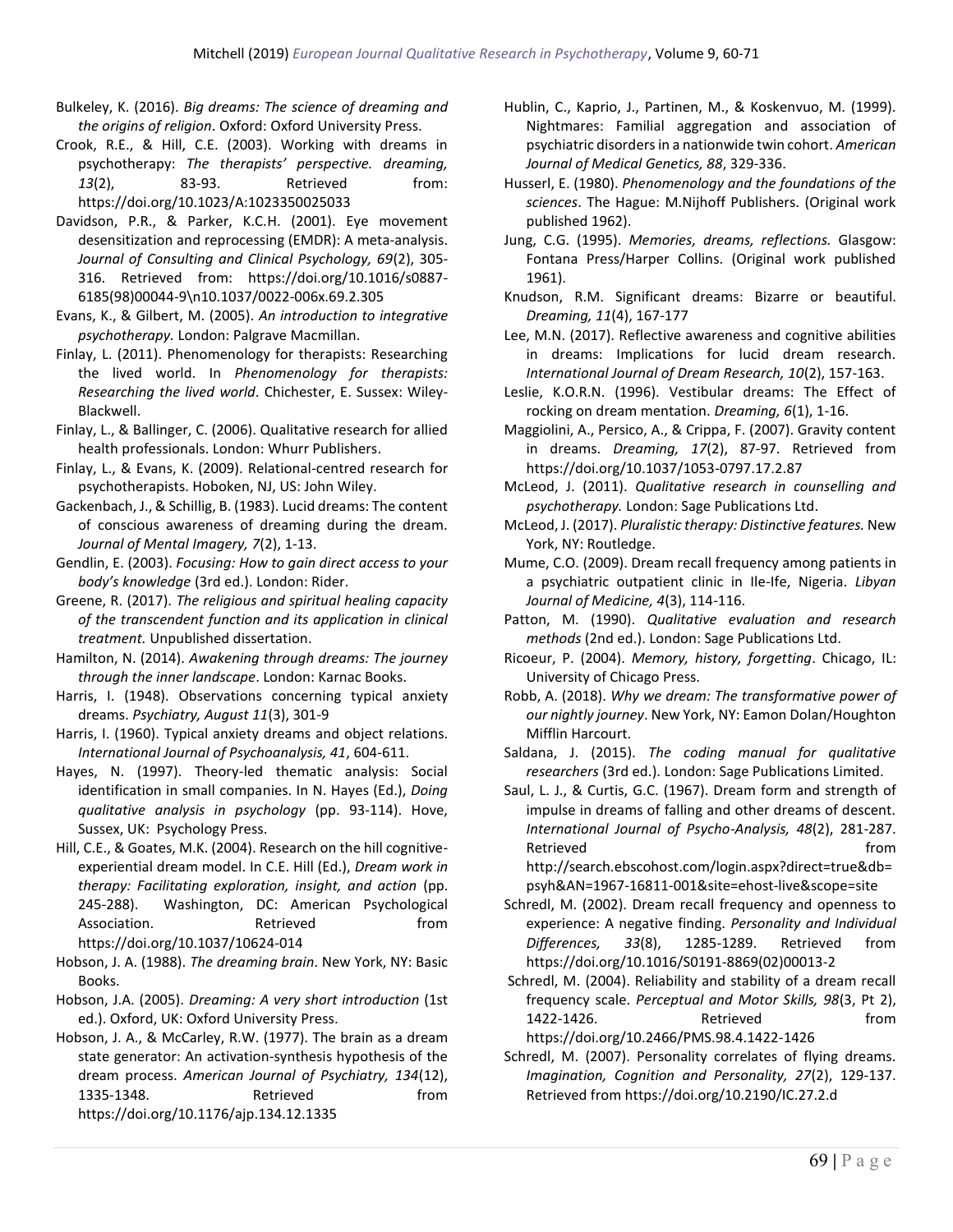Bulkeley, K. (2016). *Big dreams: The science of dreaming and the origins of religion*. Oxford: Oxford University Press.

Crook, R.E., & Hill, C.E. (2003). Working with dreams in psychotherapy: *The therapists' perspective. dreaming, 13*(2), 83-93. Retrieved from: https://doi.org/10.1023/A:1023350025033

Davidson, P.R., & Parker, K.C.H. (2001). Eye movement desensitization and reprocessing (EMDR): A meta-analysis. *Journal of Consulting and Clinical Psychology, 69*(2), 305-316. Retrieved from: https://doi.org/10.1016/s0887-6185(98)00044-9\n10.1037/0022-006x.69.2.305

Evans, K., & Gilbert, M. (2005). *An introduction to integrative psychotherapy.* London: Palgrave Macmillan.

Finlay, L. (2011). Phenomenology for therapists: Researching the lived world. In *Phenomenology for therapists: Researching the lived world*. Chichester, E. Sussex: Wiley-Blackwell.

Finlay, L., & Ballinger, C. (2006). Qualitative research for allied health professionals. London: Whurr Publishers.

Finlay, L., & Evans, K. (2009). Relational-centred research for psychotherapists. Hoboken, NJ, US: John Wiley.

Gackenbach, J., & Schillig, B. (1983). Lucid dreams: The content of conscious awareness of dreaming during the dream. *Journal of Mental Imagery, 7*(2), 1-13.

Gendlin, E. (2003). *Focusing: How to gain direct access to your body's knowledge* (3rd ed.). London: Rider.

Greene, R. (2017). *The religious and spiritual healing capacity of the transcendent function and its application in clinical treatment.* Unpublished dissertation.

Hamilton, N. (2014). *Awakening through dreams: The journey through the inner landscape*. London: Karnac Books.

Harris, I. (1948). Observations concerning typical anxiety dreams. *Psychiatry, August 11*(3), 301-9

Harris, I. (1960). Typical anxiety dreams and object relations. *International Journal of Psychoanalysis, 41*, 604-611.

Hayes, N. (1997). Theory-led thematic analysis: Social identification in small companies. In N. Hayes (Ed.), *Doing qualitative analysis in psychology* (pp. 93-114). Hove, Sussex, UK: Psychology Press.

Hill, C.E., & Goates, M.K. (2004). Research on the hill cognitive-experiential dream model. In C.E. Hill (Ed.), *Dream work in therapy: Facilitating exploration, insight, and action* (pp. 245-288). Washington, DC: American Psychological Association. Retrieved from https://doi.org/10.1037/10624-014

Hobson, J. A. (1988). *The dreaming brain*. New York, NY: Basic Books.

Hobson, J.A. (2005). *Dreaming: A very short introduction* (1st ed.). Oxford, UK: Oxford University Press.

Hobson, J. A., & McCarley, R.W. (1977). The brain as a dream state generator: An activation-synthesis hypothesis of the dream process. *American Journal of Psychiatry, 134*(12), 1335-1348. Retrieved from https://doi.org/10.1176/ajp.134.12.1335

Hublin, C., Kaprio, J., Partinen, M., & Koskenvuo, M. (1999). Nightmares: Familial aggregation and association of psychiatric disorders in a nationwide twin cohort. *American Journal of Medical Genetics, 88*, 329-336.

Husserl, E. (1980). *Phenomenology and the foundations of the sciences*. The Hague: M.Nijhoff Publishers. (Original work published 1962).

Jung, C.G. (1995). *Memories, dreams, reflections.* Glasgow: Fontana Press/Harper Collins. (Original work published 1961).

Knudson, R.M. Significant dreams: Bizarre or beautiful. *Dreaming, 11*(4), 167-177

Lee, M.N. (2017). Reflective awareness and cognitive abilities in dreams: Implications for lucid dream research. *International Journal of Dream Research, 10*(2), 157-163.

Leslie, K.O.R.N. (1996). Vestibular dreams: The Effect of rocking on dream mentation. *Dreaming, 6*(1), 1-16.

Maggiolini, A., Persico, A., & Crippa, F. (2007). Gravity content in dreams. *Dreaming, 17*(2), 87-97. Retrieved from https://doi.org/10.1037/1053-0797.17.2.87

McLeod, J. (2011). *Qualitative research in counselling and psychotherapy.* London: Sage Publications Ltd.

McLeod, J. (2017). *Pluralistic therapy: Distinctive features.* New York, NY: Routledge.

Mume, C.O. (2009). Dream recall frequency among patients in a psychiatric outpatient clinic in Ile-Ife, Nigeria. *Libyan Journal of Medicine, 4*(3), 114-116.

Patton, M. (1990). *Qualitative evaluation and research methods* (2nd ed.). London: Sage Publications Ltd.

Ricoeur, P. (2004). *Memory, history, forgetting*. Chicago, IL: University of Chicago Press.

Robb, A. (2018). *Why we dream: The transformative power of our nightly journey*. New York, NY: Eamon Dolan/Houghton Mifflin Harcourt.

Saldana, J. (2015). *The coding manual for qualitative researchers* (3rd ed.). London: Sage Publications Limited.

Saul, L. J., & Curtis, G.C. (1967). Dream form and strength of impulse in dreams of falling and other dreams of descent. *International Journal of Psycho-Analysis, 48*(2), 281-287. Retrieved from http://search.ebscohost.com/login.aspx?direct=true&db=psyh&AN=1967-16811-001&site=ehost-live&scope=site

Schredl, M. (2002). Dream recall frequency and openness to experience: A negative finding. *Personality and Individual Differences, 33*(8), 1285-1289. Retrieved from https://doi.org/10.1016/S0191-8869(02)00013-2

Schredl, M. (2004). Reliability and stability of a dream recall frequency scale. *Perceptual and Motor Skills, 98*(3, Pt 2), 1422-1426. Retrieved from https://doi.org/10.2466/PMS.98.4.1422-1426

Schredl, M. (2007). Personality correlates of flying dreams. *Imagination, Cognition and Personality, 27*(2), 129-137. Retrieved from https://doi.org/10.2190/IC.27.2.d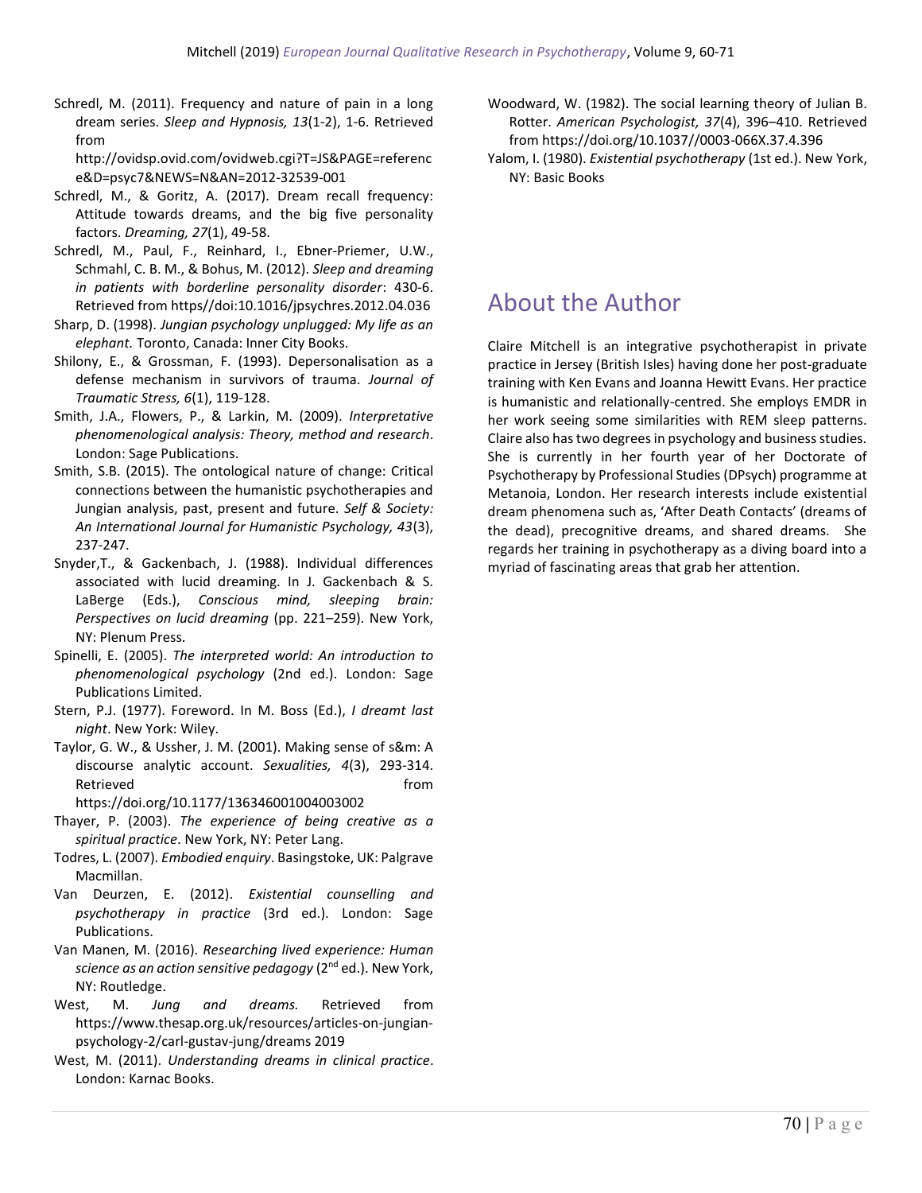Schredl, M. (2011). Frequency and nature of pain in a long dream series. *Sleep and Hypnosis, 13*(1-2), 1-6. Retrieved from http://ovidsp.ovid.com/ovidweb.cgi?T=JS&PAGE=reference&D=psyc7&NEWS=N&AN=2012-32539-001

Schredl, M., & Goritz, A. (2017). Dream recall frequency: Attitude towards dreams, and the big five personality factors. *Dreaming, 27*(1), 49-58.

Schredl, M., Paul, F., Reinhard, I., Ebner-Priemer, U.W., Schmahl, C. B. M., & Bohus, M. (2012). *Sleep and dreaming in patients with borderline personality disorder*: 430-6. Retrieved from https//doi:10.1016/jpsychres.2012.04.036

Sharp, D. (1998). *Jungian psychology unplugged: My life as an elephant.* Toronto, Canada: Inner City Books.

Shilony, E., & Grossman, F. (1993). Depersonalisation as a defense mechanism in survivors of trauma. *Journal of Traumatic Stress, 6*(1), 119-128.

Smith, J.A., Flowers, P., & Larkin, M. (2009). *Interpretative phenomenological analysis: Theory, method and research*. London: Sage Publications.

Smith, S.B. (2015). The ontological nature of change: Critical connections between the humanistic psychotherapies and Jungian analysis, past, present and future. *Self & Society: An International Journal for Humanistic Psychology, 43*(3), 237-247.

Snyder,T., & Gackenbach, J. (1988). Individual differences associated with lucid dreaming. In J. Gackenbach & S. LaBerge (Eds.), *Conscious mind, sleeping brain: Perspectives on lucid dreaming* (pp. 221–259). New York, NY: Plenum Press.

Spinelli, E. (2005). *The interpreted world: An introduction to phenomenological psychology* (2nd ed.). London: Sage Publications Limited.

Stern, P.J. (1977). Foreword. In M. Boss (Ed.), *I dreamt last night*. New York: Wiley.

Taylor, G. W., & Ussher, J. M. (2001). Making sense of s&m: A discourse analytic account. *Sexualities, 4*(3), 293-314. Retrieved from https://doi.org/10.1177/136346001004003002

Thayer, P. (2003). *The experience of being creative as a spiritual practice*. New York, NY: Peter Lang.

Todres, L. (2007). *Embodied enquiry*. Basingstoke, UK: Palgrave Macmillan.

Van Deurzen, E. (2012). *Existential counselling and psychotherapy in practice* (3rd ed.). London: Sage Publications.

Van Manen, M. (2016). *Researching lived experience: Human science as an action sensitive pedagogy* (2nd ed.). New York, NY: Routledge.

West, M. *Jung and dreams.* Retrieved from https://www.thesap.org.uk/resources/articles-on-jungian-psychology-2/carl-gustav-jung/dreams 2019

West, M. (2011). *Understanding dreams in clinical practice*. London: Karnac Books.

Woodward, W. (1982). The social learning theory of Julian B. Rotter. *American Psychologist, 37*(4), 396–410. Retrieved from https://doi.org/10.1037//0003-066X.37.4.396

Yalom, I. (1980). *Existential psychotherapy* (1st ed.). New York, NY: Basic Books

# About the Author

Claire Mitchell is an integrative psychotherapist in private practice in Jersey (British Isles) having done her post-graduate training with Ken Evans and Joanna Hewitt Evans. Her practice is humanistic and relationally-centred. She employs EMDR in her work seeing some similarities with REM sleep patterns. Claire also has two degrees in psychology and business studies. She is currently in her fourth year of her Doctorate of Psychotherapy by Professional Studies (DPsych) programme at Metanoia, London. Her research interests include existential dream phenomena such as, 'After Death Contacts' (dreams of the dead), precognitive dreams, and shared dreams. She regards her training in psychotherapy as a diving board into a myriad of fascinating areas that grab her attention.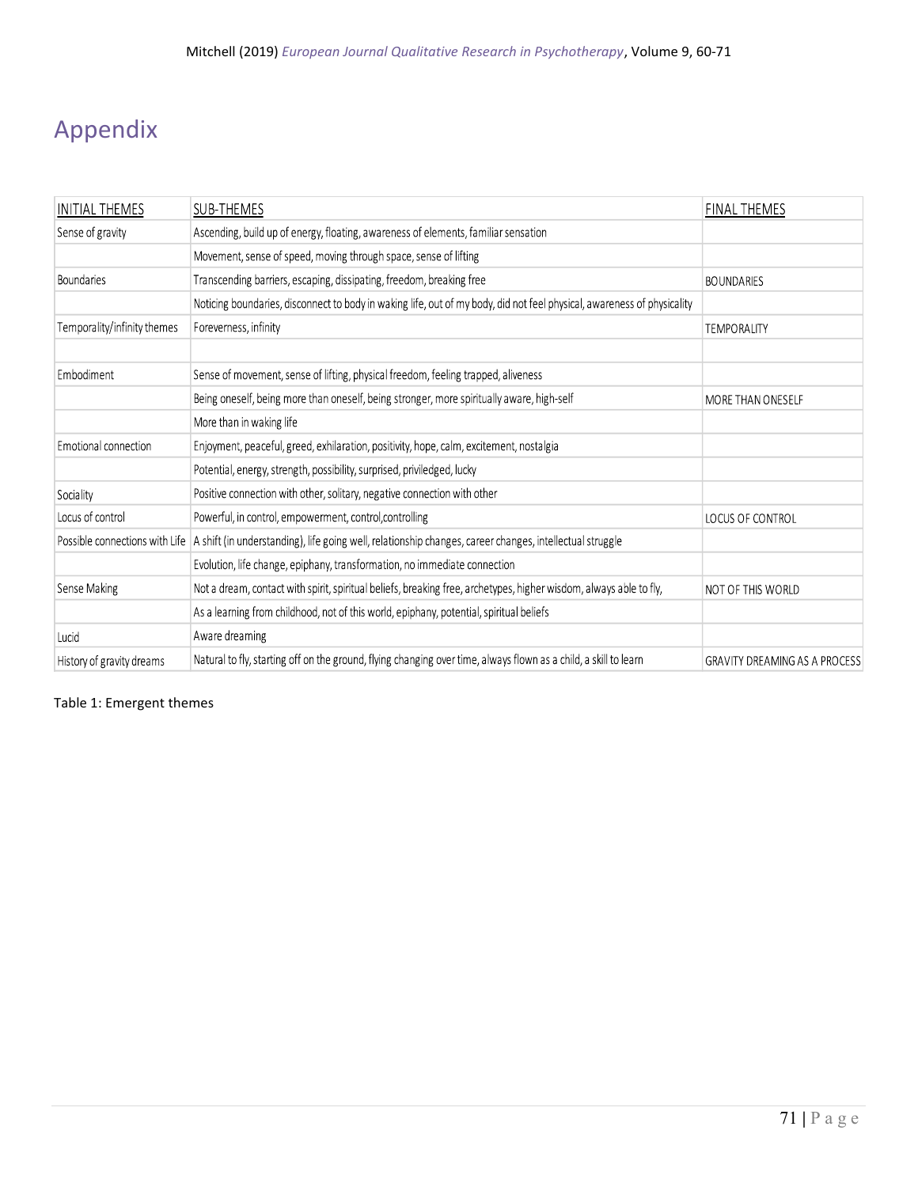# Appendix

| INITIAL THEMES | SUB-THEMES | FINAL THEMES |
|---|---|---|
| Sense of gravity | Ascending, build up of energy, floating, awareness of elements, familiar sensation | |
| | Movement, sense of speed, moving through space, sense of lifting | |
| Boundaries | Transcending barriers, escaping, dissipating, freedom, breaking free | BOUNDARIES |
| | Noticing boundaries, disconnect to body in waking life, out of my body, did not feel physical, awareness of physicality | |
| Temporality/infinity themes | Foreverness, infinity | TEMPORALITY |
| | | |
| Embodiment | Sense of movement, sense of lifting, physical freedom, feeling trapped, aliveness | |
| | Being oneself, being more than oneself, being stronger, more spiritually aware, high-self | MORE THAN ONESELF |
| | More than in waking life | |
| Emotional connection | Enjoyment, peaceful, greed, exhilaration, positivity, hope, calm, excitement, nostalgia | |
| | Potential, energy, strength, possibility, surprised, priviledged, lucky | |
| Sociality | Positive connection with other, solitary, negative connection with other | |
| Locus of control | Powerful, in control, empowerment, control,controlling | LOCUS OF CONTROL |
| Possible connections with Life | A shift (in understanding), life going well, relationship changes, career changes, intellectual struggle | |
| | Evolution, life change, epiphany, transformation, no immediate connection | |
| Sense Making | Not a dream, contact with spirit, spiritual beliefs, breaking free, archetypes, higher wisdom, always able to fly, | NOT OF THIS WORLD |
| | As a learning from childhood, not of this world, epiphany, potential, spiritual beliefs | |
| Lucid | Aware dreaming | |
| History of gravity dreams | Natural to fly, starting off on the ground, flying changing over time, always flown as a child, a skill to learn | GRAVITY DREAMING AS A PROCESS |

Table 1: Emergent themes